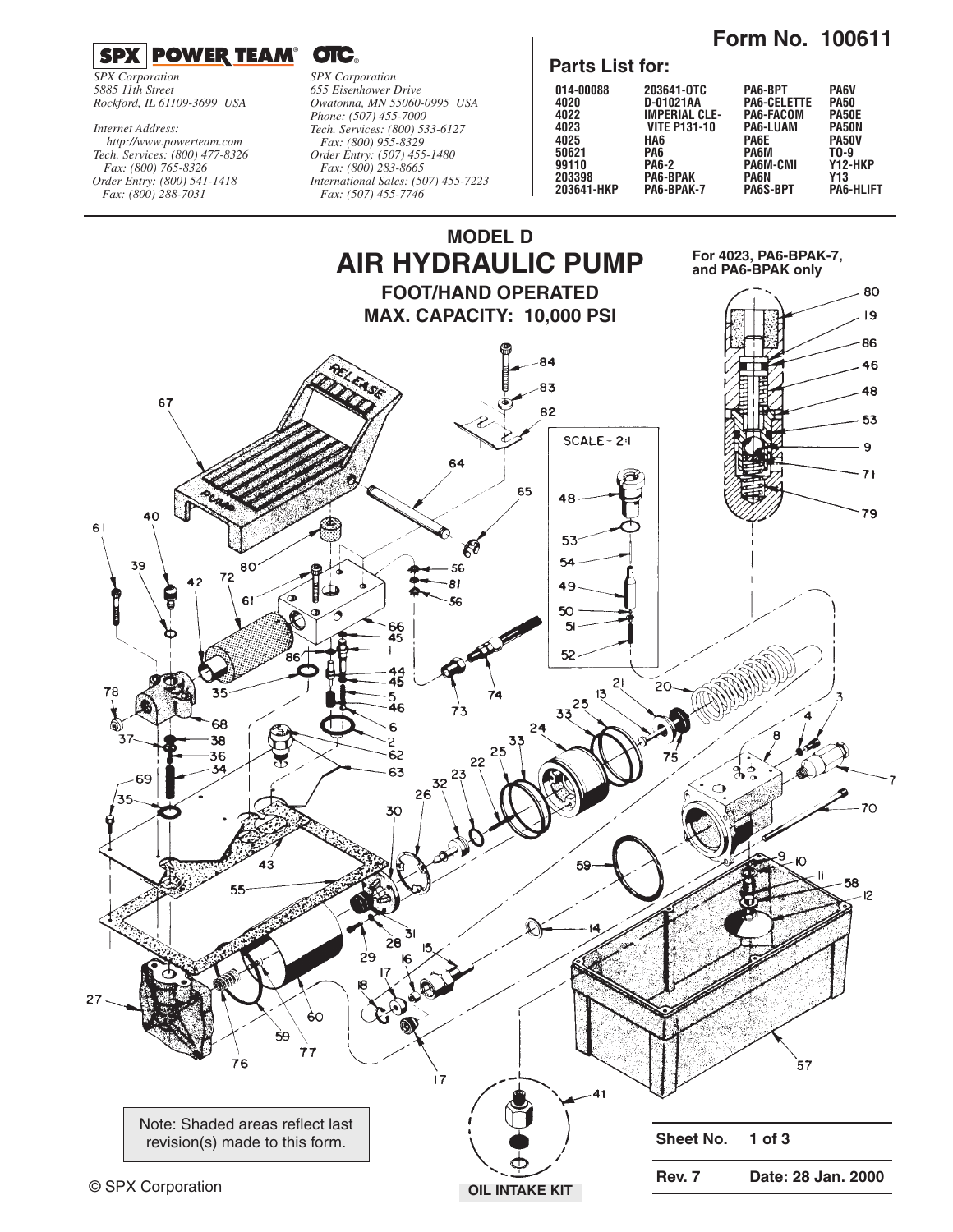# Form No. 100611

**SPX POWER TEAM® OTC®**

*SPX Corporation*
*5885 11th Street*
*Rockford, IL 61109-3699 USA*

*Internet Address:*
*http://www.powerteam.com*
*Tech. Services: (800) 477-8326*
*Fax: (800) 765-8326*
*Order Entry: (800) 541-1418*
*Fax: (800) 288-7031*

*SPX Corporation*
*655 Eisenhower Drive*
*Owatonna, MN 55060-0995 USA*
*Phone: (507) 455-7000*
*Tech. Services: (800) 533-6127*
*Fax: (800) 955-8329*
*Order Entry: (507) 455-1480*
*Fax: (800) 283-8665*
*International Sales: (507) 455-7223*
*Fax: (507) 455-7746*

## Parts List for:

| | | | |
|---|---|---|---|
| 014-00088 | 203641-OTC | PA6-BPT | PA6V |
| 4020 | D-01021AA | PA6-CELETTE | PA50 |
| 4022 | IMPERIAL CLE- | PA6-FACOM | PA50E |
| 4023 | VITE P131-10 | PA6-LUAM | PA50N |
| 4025 | HA6 | PA6E | PA50V |
| 50621 | PA6 | PA6M | TO-9 |
| 99110 | PA6-2 | PA6M-CMI | Y12-HKP |
| 203398 | PA6-BPAK | PA6N | Y13 |
| 203641-HKP | PA6-BPAK-7 | PA6S-BPT | PA6-HLIFT |

## MODEL D AIR HYDRAULIC PUMP

**FOOT/HAND OPERATED**

**MAX. CAPACITY: 10,000 PSI**

**For 4023, PA6-BPAK-7, and PA6-BPAK only**

SCALE - 2:1

OIL INTAKE KIT

Note: Shaded areas reflect last revision(s) made to this form.

| | |
|---|---|
| **Sheet No.** | **1 of 3** |
| **Rev. 7** | **Date: 28 Jan. 2000** |

© SPX Corporation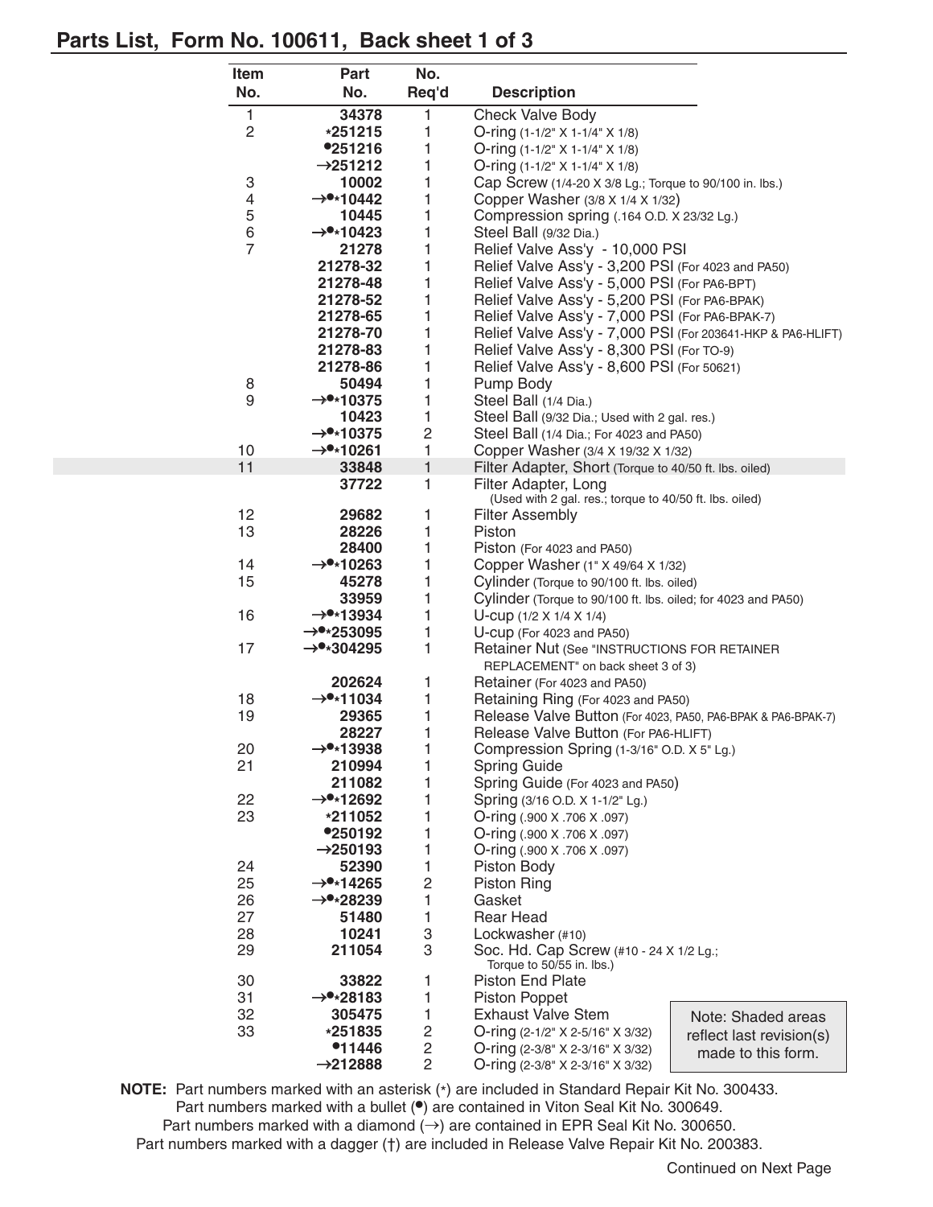## Parts List, Form No. 100611, Back sheet 1 of 3

| Item No. | Part No. | No. Req'd | Description |
|---|---|---|---|
| 1 | 34378 | 1 | Check Valve Body |
| 2 | *251215 | 1 | O-ring (1-1/2" X 1-1/4" X 1/8) |
| | •251216 | 1 | O-ring (1-1/2" X 1-1/4" X 1/8) |
| | →251212 | 1 | O-ring (1-1/2" X 1-1/4" X 1/8) |
| 3 | 10002 | 1 | Cap Screw (1/4-20 X 3/8 Lg.; Torque to 90/100 in. lbs.) |
| 4 | →•*10442 | 1 | Copper Washer (3/8 X 1/4 X 1/32) |
| 5 | 10445 | 1 | Compression spring (.164 O.D. X 23/32 Lg.) |
| 6 | →•*10423 | 1 | Steel Ball (9/32 Dia.) |
| 7 | 21278 | 1 | Relief Valve Ass'y - 10,000 PSI |
| | 21278-32 | 1 | Relief Valve Ass'y - 3,200 PSI (For 4023 and PA50) |
| | 21278-48 | 1 | Relief Valve Ass'y - 5,000 PSI (For PA6-BPT) |
| | 21278-52 | 1 | Relief Valve Ass'y - 5,200 PSI (For PA6-BPAK) |
| | 21278-65 | 1 | Relief Valve Ass'y - 7,000 PSI (For PA6-BPAK-7) |
| | 21278-70 | 1 | Relief Valve Ass'y - 7,000 PSI (For 203641-HKP & PA6-HLIFT) |
| | 21278-83 | 1 | Relief Valve Ass'y - 8,300 PSI (For TO-9) |
| | 21278-86 | 1 | Relief Valve Ass'y - 8,600 PSI (For 50621) |
| 8 | 50494 | 1 | Pump Body |
| 9 | →•*10375 | 1 | Steel Ball (1/4 Dia.) |
| | 10423 | 1 | Steel Ball (9/32 Dia.; Used with 2 gal. res.) |
| | →•*10375 | 2 | Steel Ball (1/4 Dia.; For 4023 and PA50) |
| 10 | →•*10261 | 1 | Copper Washer (3/4 X 19/32 X 1/32) |
| 11 | 33848 | 1 | Filter Adapter, Short (Torque to 40/50 ft. lbs. oiled) |
| | 37722 | 1 | Filter Adapter, Long (Used with 2 gal. res.; torque to 40/50 ft. lbs. oiled) |
| 12 | 29682 | 1 | Filter Assembly |
| 13 | 28226 | 1 | Piston |
| | 28400 | 1 | Piston (For 4023 and PA50) |
| 14 | →•*10263 | 1 | Copper Washer (1" X 49/64 X 1/32) |
| 15 | 45278 | 1 | Cylinder (Torque to 90/100 ft. lbs. oiled) |
| | 33959 | 1 | Cylinder (Torque to 90/100 ft. lbs. oiled; for 4023 and PA50) |
| 16 | →•*13934 | 1 | U-cup (1/2 X 1/4 X 1/4) |
| | →•*253095 | 1 | U-cup (For 4023 and PA50) |
| 17 | →•*304295 | 1 | Retainer Nut (See "INSTRUCTIONS FOR RETAINER REPLACEMENT" on back sheet 3 of 3) |
| | 202624 | 1 | Retainer (For 4023 and PA50) |
| 18 | →•*11034 | 1 | Retaining Ring (For 4023 and PA50) |
| 19 | 29365 | 1 | Release Valve Button (For 4023, PA50, PA6-BPAK & PA6-BPAK-7) |
| | 28227 | 1 | Release Valve Button (For PA6-HLIFT) |
| 20 | →•*13938 | 1 | Compression Spring (1-3/16" O.D. X 5" Lg.) |
| 21 | 210994 | 1 | Spring Guide |
| | 211082 | 1 | Spring Guide (For 4023 and PA50) |
| 22 | →•*12692 | 1 | Spring (3/16 O.D. X 1-1/2" Lg.) |
| 23 | *211052 | 1 | O-ring (.900 X .706 X .097) |
| | •250192 | 1 | O-ring (.900 X .706 X .097) |
| | →250193 | 1 | O-ring (.900 X .706 X .097) |
| 24 | 52390 | 1 | Piston Body |
| 25 | →•*14265 | 2 | Piston Ring |
| 26 | →•*28239 | 1 | Gasket |
| 27 | 51480 | 1 | Rear Head |
| 28 | 10241 | 3 | Lockwasher (#10) |
| 29 | 211054 | 3 | Soc. Hd. Cap Screw (#10 - 24 X 1/2 Lg.; Torque to 50/55 in. lbs.) |
| 30 | 33822 | 1 | Piston End Plate |
| 31 | →•*28183 | 1 | Piston Poppet |
| 32 | 305475 | 1 | Exhaust Valve Stem |
| 33 | *251835 | 2 | O-ring (2-1/2" X 2-5/16" X 3/32) |
| | •11446 | 2 | O-ring (2-3/8" X 2-3/16" X 3/32) |
| | →212888 | 2 | O-ring (2-3/8" X 2-3/16" X 3/32) |

Note: Shaded areas reflect last revision(s) made to this form.

**NOTE:** Part numbers marked with an asterisk (*) are included in Standard Repair Kit No. 300433.
Part numbers marked with a bullet (•) are contained in Viton Seal Kit No. 300649.
Part numbers marked with a diamond (→) are contained in EPR Seal Kit No. 300650.
Part numbers marked with a dagger (†) are included in Release Valve Repair Kit No. 200383.

Continued on Next Page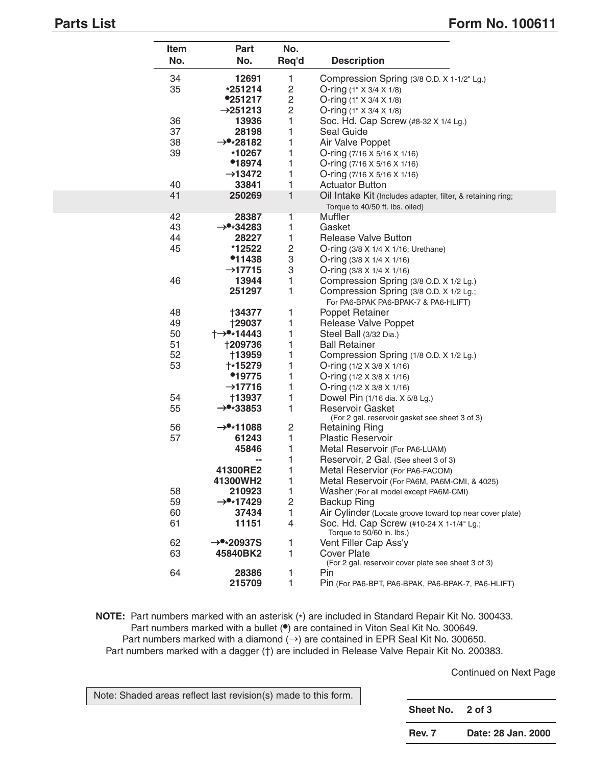## Parts List

## Form No. 100611

| Item No. | Part No. | No. Req'd | Description |
|---|---|---|---|
| 34 | 12691 | 1 | Compression Spring (3/8 O.D. X 1-1/2" Lg.) |
| 35 | *251214 | 2 | O-ring (1" X 3/4 X 1/8) |
| | •251217 | 2 | O-ring (1" X 3/4 X 1/8) |
| | →251213 | 2 | O-ring (1" X 3/4 X 1/8) |
| 36 | 13936 | 1 | Soc. Hd. Cap Screw (#8-32 X 1/4 Lg.) |
| 37 | 28198 | 1 | Seal Guide |
| 38 | →•*28182 | 1 | Air Valve Poppet |
| 39 | *10267 | 1 | O-ring (7/16 X 5/16 X 1/16) |
| | •18974 | 1 | O-ring (7/16 X 5/16 X 1/16) |
| | →13472 | 1 | O-ring (7/16 X 5/16 X 1/16) |
| 40 | 33841 | 1 | Actuator Button |
| 41 | 250269 | 1 | Oil Intake Kit (Includes adapter, filter, & retaining ring; Torque to 40/50 ft. lbs. oiled) |
| 42 | 28387 | 1 | Muffler |
| 43 | →•*34283 | 1 | Gasket |
| 44 | 28227 | 1 | Release Valve Button |
| 45 | *12522 | 2 | O-ring (3/8 X 1/4 X 1/16; Urethane) |
| | •11438 | 3 | O-ring (3/8 X 1/4 X 1/16) |
| | →17715 | 3 | O-ring (3/8 X 1/4 X 1/16) |
| 46 | 13944 | 1 | Compression Spring (3/8 O.D. X 1/2 Lg.) |
| | 251297 | 1 | Compression Spring (3/8 O.D. X 1/2 Lg.; For PA6-BPAK PA6-BPAK-7 & PA6-HLIFT) |
| 48 | †34377 | 1 | Poppet Retainer |
| 49 | †29037 | 1 | Release Valve Poppet |
| 50 | †→•*14443 | 1 | Steel Ball (3/32 Dia.) |
| 51 | †209736 | 1 | Ball Retainer |
| 52 | †13959 | 1 | Compression Spring (1/8 O.D. X 1/2 Lg.) |
| 53 | †*15279 | 1 | O-ring (1/2 X 3/8 X 1/16) |
| | •19775 | 1 | O-ring (1/2 X 3/8 X 1/16) |
| | →17716 | 1 | O-ring (1/2 X 3/8 X 1/16) |
| 54 | †13937 | 1 | Dowel Pin (1/16 dia. X 5/8 Lg.) |
| 55 | →•*33853 | 1 | Reservoir Gasket (For 2 gal. reservoir gasket see sheet 3 of 3) |
| 56 | →•*11088 | 2 | Retaining Ring |
| 57 | 61243 | 1 | Plastic Reservoir |
| | 45846 | 1 | Metal Reservoir (For PA6-LUAM) |
| | -- | 1 | Reservoir, 2 Gal. (See sheet 3 of 3) |
| | 41300RE2 | 1 | Metal Reservior (For PA6-FACOM) |
| | 41300WH2 | 1 | Metal Reservoir (For PA6M, PA6M-CMI, & 4025) |
| 58 | 210923 | 1 | Washer (For all model except PA6M-CMI) |
| 59 | →•*17429 | 2 | Backup Ring |
| 60 | 37434 | 1 | Air Cylinder (Locate groove toward top near cover plate) |
| 61 | 11151 | 4 | Soc. Hd. Cap Screw (#10-24 X 1-1/4" Lg.; Torque to 50/60 in. lbs.) |
| 62 | →•*20937S | 1 | Vent Filler Cap Ass'y |
| 63 | 45840BK2 | 1 | Cover Plate (For 2 gal. reservoir cover plate see sheet 3 of 3) |
| 64 | 28386 | 1 | Pin |
| | 215709 | 1 | Pin (For PA6-BPT, PA6-BPAK, PA6-BPAK-7, PA6-HLIFT) |

**NOTE:** Part numbers marked with an asterisk (*) are included in Standard Repair Kit No. 300433.
Part numbers marked with a bullet (•) are contained in Viton Seal Kit No. 300649.
Part numbers marked with a diamond (→) are contained in EPR Seal Kit No. 300650.
Part numbers marked with a dagger (†) are included in Release Valve Repair Kit No. 200383.

Continued on Next Page

Note: Shaded areas reflect last revision(s) made to this form.

| Sheet No. | 2 of 3 |
|---|---|
| Rev. 7 | Date: 28 Jan. 2000 |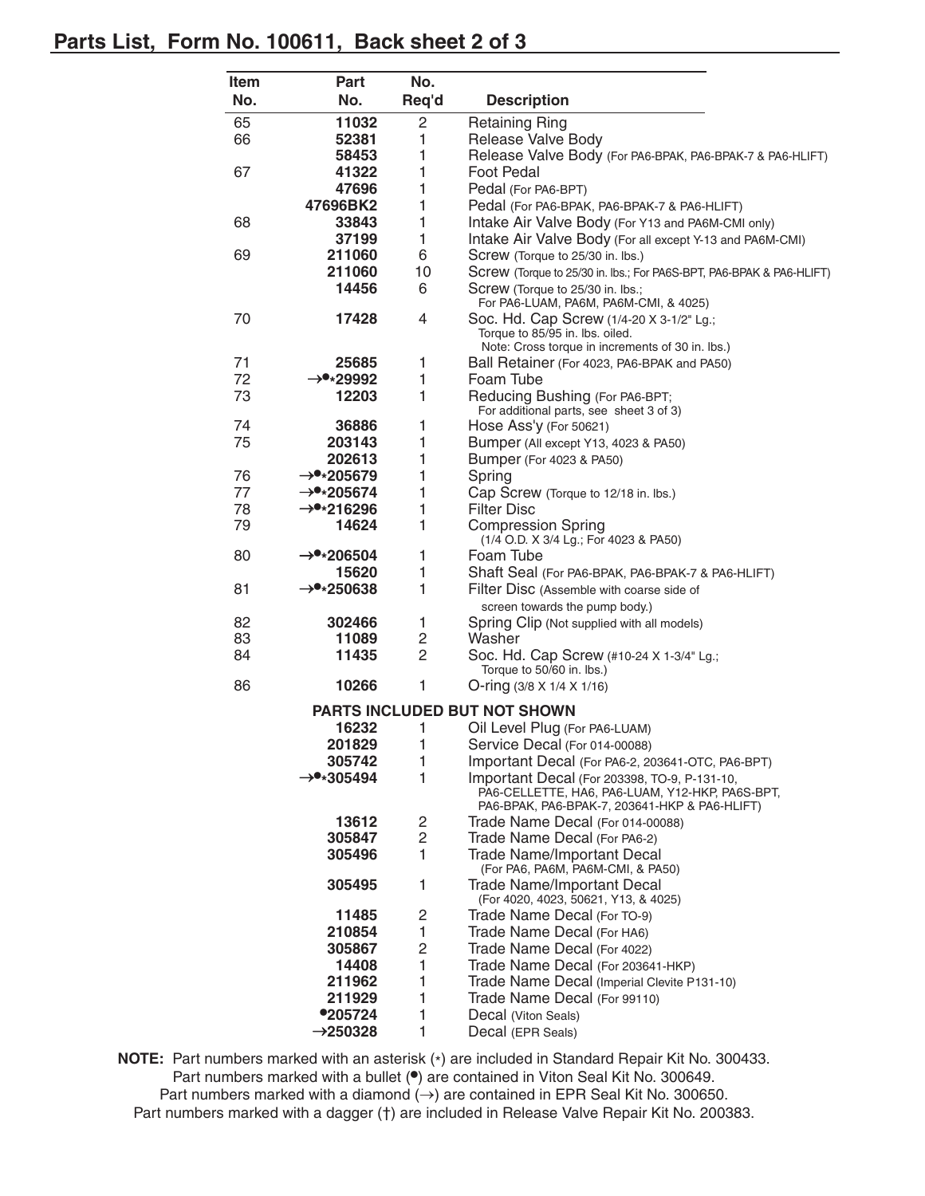## Parts List, Form No. 100611, Back sheet 2 of 3

| Item No. | Part No. | No. Req'd | Description |
|---|---|---|---|
| 65 | 11032 | 2 | Retaining Ring |
| 66 | 52381 | 1 | Release Valve Body |
| | 58453 | 1 | Release Valve Body (For PA6-BPAK, PA6-BPAK-7 & PA6-HLIFT) |
| 67 | 41322 | 1 | Foot Pedal |
| | 47696 | 1 | Pedal (For PA6-BPT) |
| | 47696BK2 | 1 | Pedal (For PA6-BPAK, PA6-BPAK-7 & PA6-HLIFT) |
| 68 | 33843 | 1 | Intake Air Valve Body (For Y13 and PA6M-CMI only) |
| | 37199 | 1 | Intake Air Valve Body (For all except Y-13 and PA6M-CMI) |
| 69 | 211060 | 6 | Screw (Torque to 25/30 in. lbs.) |
| | 211060 | 10 | Screw (Torque to 25/30 in. lbs.; For PA6S-BPT, PA6-BPAK & PA6-HLIFT) |
| | 14456 | 6 | Screw (Torque to 25/30 in. lbs.; For PA6-LUAM, PA6M, PA6M-CMI, & 4025) |
| 70 | 17428 | 4 | Soc. Hd. Cap Screw (1/4-20 X 3-1/2" Lg.; Torque to 85/95 in. lbs. oiled. Note: Cross torque in increments of 30 in. lbs.) |
| 71 | 25685 | 1 | Ball Retainer (For 4023, PA6-BPAK and PA50) |
| 72 | →•*29992 | 1 | Foam Tube |
| 73 | 12203 | 1 | Reducing Bushing (For PA6-BPT; For additional parts, see sheet 3 of 3) |
| 74 | 36886 | 1 | Hose Ass'y (For 50621) |
| 75 | 203143 | 1 | Bumper (All except Y13, 4023 & PA50) |
| | 202613 | 1 | Bumper (For 4023 & PA50) |
| 76 | →•*205679 | 1 | Spring |
| 77 | →•*205674 | 1 | Cap Screw (Torque to 12/18 in. lbs.) |
| 78 | →•*216296 | 1 | Filter Disc |
| 79 | 14624 | 1 | Compression Spring (1/4 O.D. X 3/4 Lg.; For 4023 & PA50) |
| 80 | →•*206504 | 1 | Foam Tube |
| | 15620 | 1 | Shaft Seal (For PA6-BPAK, PA6-BPAK-7 & PA6-HLIFT) |
| 81 | →•*250638 | 1 | Filter Disc (Assemble with coarse side of screen towards the pump body.) |
| 82 | 302466 | 1 | Spring Clip (Not supplied with all models) |
| 83 | 11089 | 2 | Washer |
| 84 | 11435 | 2 | Soc. Hd. Cap Screw (#10-24 X 1-3/4" Lg.; Torque to 50/60 in. lbs.) |
| 86 | 10266 | 1 | O-ring (3/8 X 1/4 X 1/16) |
| | **PARTS INCLUDED BUT NOT SHOWN** | | |
| | 16232 | 1 | Oil Level Plug (For PA6-LUAM) |
| | 201829 | 1 | Service Decal (For 014-00088) |
| | 305742 | 1 | Important Decal (For PA6-2, 203641-OTC, PA6-BPT) |
| | →•*305494 | 1 | Important Decal (For 203398, TO-9, P-131-10, PA6-CELLETTE, HA6, PA6-LUAM, Y12-HKP, PA6S-BPT, PA6-BPAK, PA6-BPAK-7, 203641-HKP & PA6-HLIFT) |
| | 13612 | 2 | Trade Name Decal (For 014-00088) |
| | 305847 | 2 | Trade Name Decal (For PA6-2) |
| | 305496 | 1 | Trade Name/Important Decal (For PA6, PA6M, PA6M-CMI, & PA50) |
| | 305495 | 1 | Trade Name/Important Decal (For 4020, 4023, 50621, Y13, & 4025) |
| | 11485 | 2 | Trade Name Decal (For TO-9) |
| | 210854 | 1 | Trade Name Decal (For HA6) |
| | 305867 | 2 | Trade Name Decal (For 4022) |
| | 14408 | 1 | Trade Name Decal (For 203641-HKP) |
| | 211962 | 1 | Trade Name Decal (Imperial Clevite P131-10) |
| | 211929 | 1 | Trade Name Decal (For 99110) |
| | •205724 | 1 | Decal (Viton Seals) |
| | →250328 | 1 | Decal (EPR Seals) |

**NOTE:** Part numbers marked with an asterisk (*) are included in Standard Repair Kit No. 300433.
Part numbers marked with a bullet (•) are contained in Viton Seal Kit No. 300649.
Part numbers marked with a diamond (→) are contained in EPR Seal Kit No. 300650.
Part numbers marked with a dagger (†) are included in Release Valve Repair Kit No. 200383.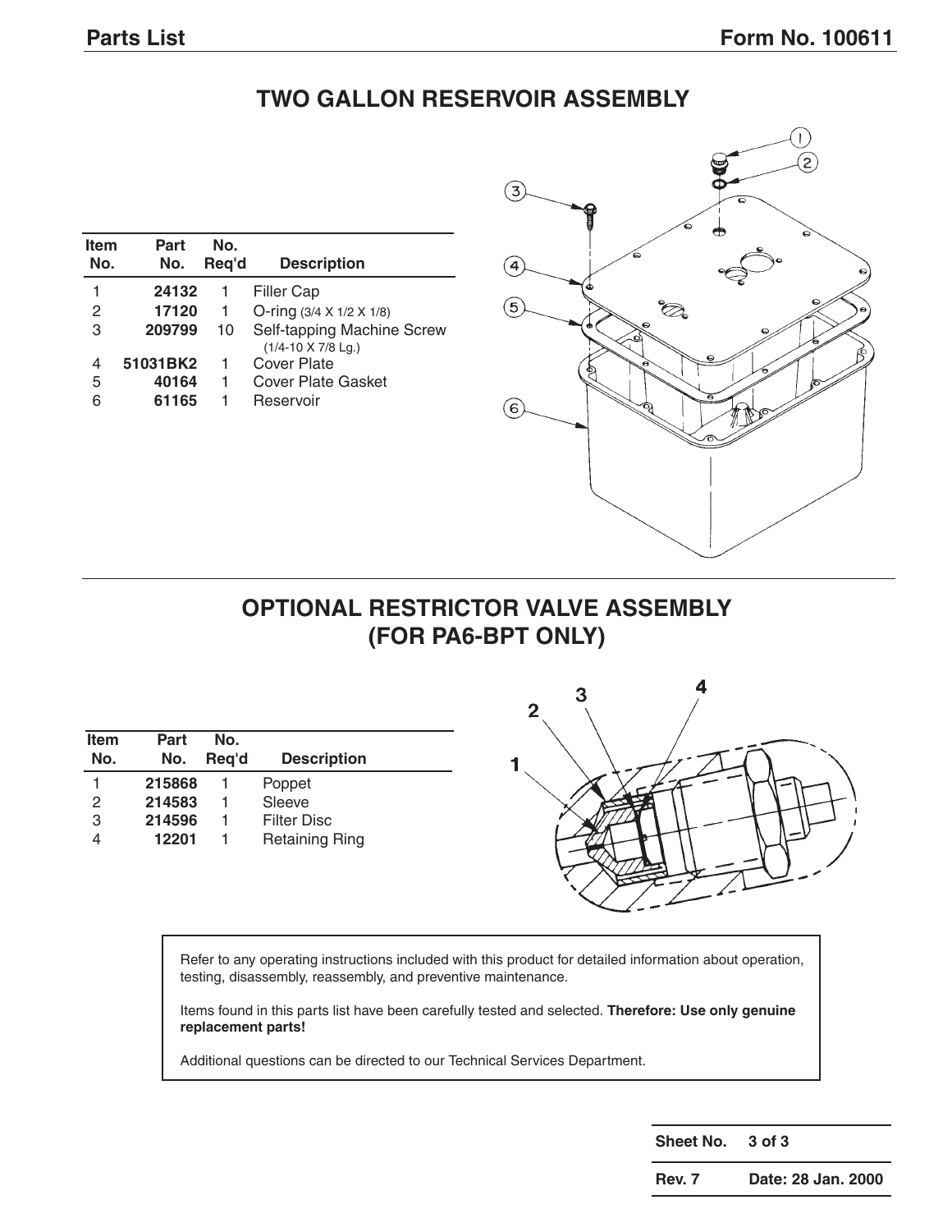## TWO GALLON RESERVOIR ASSEMBLY

| Item No. | Part No. | No. Req'd | Description |
|---|---|---|---|
| 1 | **24132** | 1 | Filler Cap |
| 2 | **17120** | 1 | O-ring (3/4 X 1/2 X 1/8) |
| 3 | **209799** | 10 | Self-tapping Machine Screw (1/4-10 X 7/8 Lg.) |
| 4 | **51031BK2** | 1 | Cover Plate |
| 5 | **40164** | 1 | Cover Plate Gasket |
| 6 | **61165** | 1 | Reservoir |

## OPTIONAL RESTRICTOR VALVE ASSEMBLY (FOR PA6-BPT ONLY)

| Item No. | Part No. | No. Req'd | Description |
|---|---|---|---|
| 1 | **215868** | 1 | Poppet |
| 2 | **214583** | 1 | Sleeve |
| 3 | **214596** | 1 | Filter Disc |
| 4 | **12201** | 1 | Retaining Ring |

Refer to any operating instructions included with this product for detailed information about operation, testing, disassembly, reassembly, and preventive maintenance.

Items found in this parts list have been carefully tested and selected. **Therefore: Use only genuine replacement parts!**

Additional questions can be directed to our Technical Services Department.

| **Sheet No.** | **3 of 3** |
|---|---|
| **Rev. 7** | **Date: 28 Jan. 2000** |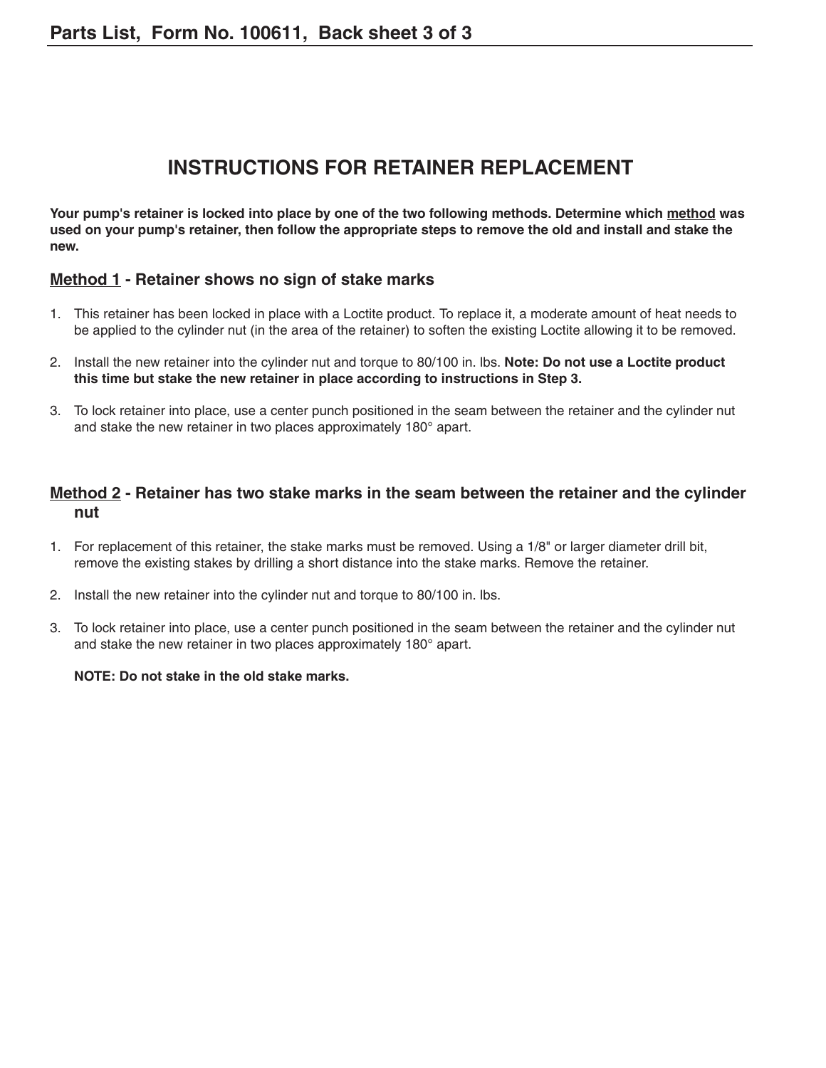# INSTRUCTIONS FOR RETAINER REPLACEMENT

**Your pump's retainer is locked into place by one of the two following methods. Determine which method was used on your pump's retainer, then follow the appropriate steps to remove the old and install and stake the new.**

## Method 1 - Retainer shows no sign of stake marks

1. This retainer has been locked in place with a Loctite product. To replace it, a moderate amount of heat needs to be applied to the cylinder nut (in the area of the retainer) to soften the existing Loctite allowing it to be removed.
2. Install the new retainer into the cylinder nut and torque to 80/100 in. lbs. **Note: Do not use a Loctite product this time but stake the new retainer in place according to instructions in Step 3.**
3. To lock retainer into place, use a center punch positioned in the seam between the retainer and the cylinder nut and stake the new retainer in two places approximately 180° apart.

## Method 2 - Retainer has two stake marks in the seam between the retainer and the cylinder nut

1. For replacement of this retainer, the stake marks must be removed. Using a 1/8" or larger diameter drill bit, remove the existing stakes by drilling a short distance into the stake marks. Remove the retainer.
2. Install the new retainer into the cylinder nut and torque to 80/100 in. lbs.
3. To lock retainer into place, use a center punch positioned in the seam between the retainer and the cylinder nut and stake the new retainer in two places approximately 180° apart.

   **NOTE: Do not stake in the old stake marks.**